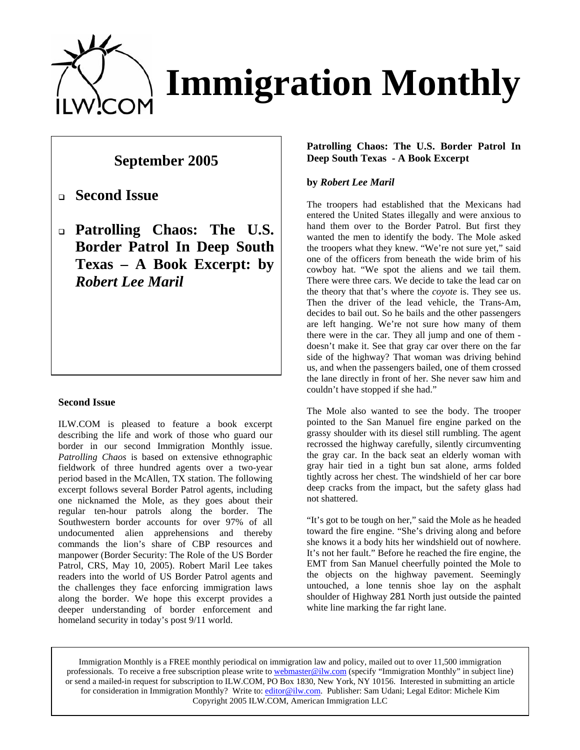# Immigration Monthly

## September 2005

- **Second Issue**
- **Patrolling Chaos: The U.S. Border Patrol In Deep South Texas – A Book Excerpt: by *Robert Lee Maril***

### Second Issue

ILW.COM is pleased to feature a book excerpt describing the life and work of those who guard our border in our second Immigration Monthly issue. *Patrolling Chaos* is based on extensive ethnographic fieldwork of three hundred agents over a two-year period based in the McAllen, TX station. The following excerpt follows several Border Patrol agents, including one nicknamed the Mole, as they goes about their regular ten-hour patrols along the border. The Southwestern border accounts for over 97% of all undocumented alien apprehensions and thereby commands the lion's share of CBP resources and manpower (Border Security: The Role of the US Border Patrol, CRS, May 10, 2005). Robert Maril Lee takes readers into the world of US Border Patrol agents and the challenges they face enforcing immigration laws along the border. We hope this excerpt provides a deeper understanding of border enforcement and homeland security in today's post 9/11 world.

### Patrolling Chaos: The U.S. Border Patrol In Deep South Texas - A Book Excerpt

**by *Robert Lee Maril***

The troopers had established that the Mexicans had entered the United States illegally and were anxious to hand them over to the Border Patrol. But first they wanted the men to identify the body. The Mole asked the troopers what they knew. "We're not sure yet," said one of the officers from beneath the wide brim of his cowboy hat. "We spot the aliens and we tail them. There were three cars. We decide to take the lead car on the theory that that's where the *coyote* is. They see us. Then the driver of the lead vehicle, the Trans-Am, decides to bail out. So he bails and the other passengers are left hanging. We're not sure how many of them there were in the car. They all jump and one of them - doesn't make it. See that gray car over there on the far side of the highway? That woman was driving behind us, and when the passengers bailed, one of them crossed the lane directly in front of her. She never saw him and couldn't have stopped if she had."

The Mole also wanted to see the body. The trooper pointed to the San Manuel fire engine parked on the grassy shoulder with its diesel still rumbling. The agent recrossed the highway carefully, silently circumventing the gray car. In the back seat an elderly woman with gray hair tied in a tight bun sat alone, arms folded tightly across her chest. The windshield of her car bore deep cracks from the impact, but the safety glass had not shattered.

"It's got to be tough on her," said the Mole as he headed toward the fire engine. "She's driving along and before she knows it a body hits her windshield out of nowhere. It's not her fault." Before he reached the fire engine, the EMT from San Manuel cheerfully pointed the Mole to the objects on the highway pavement. Seemingly untouched, a lone tennis shoe lay on the asphalt shoulder of Highway 281 North just outside the painted white line marking the far right lane.

---

Immigration Monthly is a FREE monthly periodical on immigration law and policy, mailed out to over 11,500 immigration professionals. To receive a free subscription please write to webmaster@ilw.com (specify "Immigration Monthly" in subject line) or send a mailed-in request for subscription to ILW.COM, PO Box 1830, New York, NY 10156. Interested in submitting an article for consideration in Immigration Monthly? Write to: editor@ilw.com. Publisher: Sam Udani; Legal Editor: Michele Kim
Copyright 2005 ILW.COM, American Immigration LLC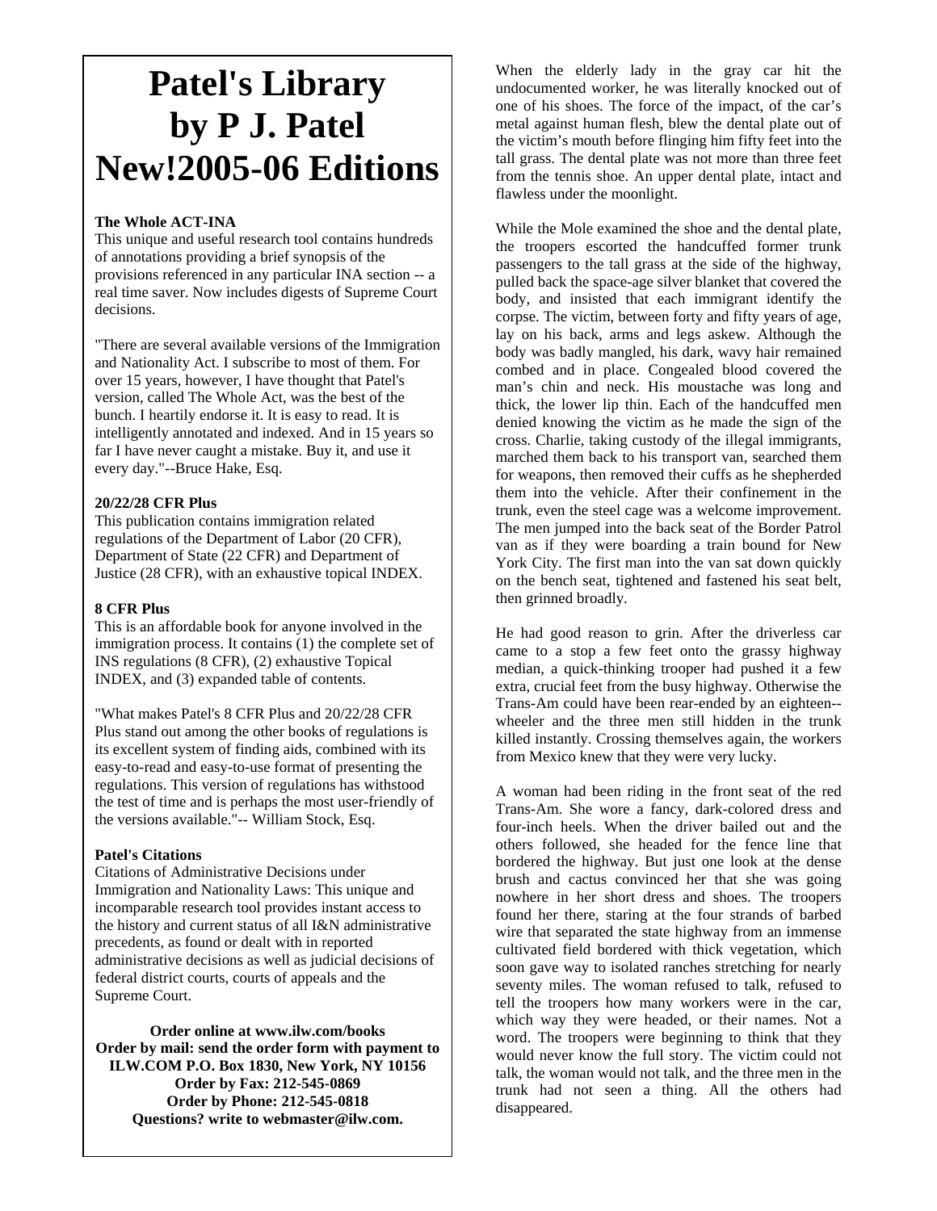# Patel's Library by P J. Patel New!2005-06 Editions

**The Whole ACT-INA**

This unique and useful research tool contains hundreds of annotations providing a brief synopsis of the provisions referenced in any particular INA section -- a real time saver. Now includes digests of Supreme Court decisions.

"There are several available versions of the Immigration and Nationality Act. I subscribe to most of them. For over 15 years, however, I have thought that Patel's version, called The Whole Act, was the best of the bunch. I heartily endorse it. It is easy to read. It is intelligently annotated and indexed. And in 15 years so far I have never caught a mistake. Buy it, and use it every day."--Bruce Hake, Esq.

**20/22/28 CFR Plus**

This publication contains immigration related regulations of the Department of Labor (20 CFR), Department of State (22 CFR) and Department of Justice (28 CFR), with an exhaustive topical INDEX.

**8 CFR Plus**

This is an affordable book for anyone involved in the immigration process. It contains (1) the complete set of INS regulations (8 CFR), (2) exhaustive Topical INDEX, and (3) expanded table of contents.

"What makes Patel's 8 CFR Plus and 20/22/28 CFR Plus stand out among the other books of regulations is its excellent system of finding aids, combined with its easy-to-read and easy-to-use format of presenting the regulations. This version of regulations has withstood the test of time and is perhaps the most user-friendly of the versions available."-- William Stock, Esq.

**Patel's Citations**

Citations of Administrative Decisions under Immigration and Nationality Laws: This unique and incomparable research tool provides instant access to the history and current status of all I&N administrative precedents, as found or dealt with in reported administrative decisions as well as judicial decisions of federal district courts, courts of appeals and the Supreme Court.

**Order online at www.ilw.com/books**
**Order by mail: send the order form with payment to ILW.COM P.O. Box 1830, New York, NY 10156**
**Order by Fax: 212-545-0869**
**Order by Phone: 212-545-0818**
**Questions? write to webmaster@ilw.com.**

When the elderly lady in the gray car hit the undocumented worker, he was literally knocked out of one of his shoes. The force of the impact, of the car's metal against human flesh, blew the dental plate out of the victim's mouth before flinging him fifty feet into the tall grass. The dental plate was not more than three feet from the tennis shoe. An upper dental plate, intact and flawless under the moonlight.

While the Mole examined the shoe and the dental plate, the troopers escorted the handcuffed former trunk passengers to the tall grass at the side of the highway, pulled back the space-age silver blanket that covered the body, and insisted that each immigrant identify the corpse. The victim, between forty and fifty years of age, lay on his back, arms and legs askew. Although the body was badly mangled, his dark, wavy hair remained combed and in place. Congealed blood covered the man's chin and neck. His moustache was long and thick, the lower lip thin. Each of the handcuffed men denied knowing the victim as he made the sign of the cross. Charlie, taking custody of the illegal immigrants, marched them back to his transport van, searched them for weapons, then removed their cuffs as he shepherded them into the vehicle. After their confinement in the trunk, even the steel cage was a welcome improvement. The men jumped into the back seat of the Border Patrol van as if they were boarding a train bound for New York City. The first man into the van sat down quickly on the bench seat, tightened and fastened his seat belt, then grinned broadly.

He had good reason to grin. After the driverless car came to a stop a few feet onto the grassy highway median, a quick-thinking trooper had pushed it a few extra, crucial feet from the busy highway. Otherwise the Trans-Am could have been rear-ended by an eighteen--wheeler and the three men still hidden in the trunk killed instantly. Crossing themselves again, the workers from Mexico knew that they were very lucky.

A woman had been riding in the front seat of the red Trans-Am. She wore a fancy, dark-colored dress and four-inch heels. When the driver bailed out and the others followed, she headed for the fence line that bordered the highway. But just one look at the dense brush and cactus convinced her that she was going nowhere in her short dress and shoes. The troopers found her there, staring at the four strands of barbed wire that separated the state highway from an immense cultivated field bordered with thick vegetation, which soon gave way to isolated ranches stretching for nearly seventy miles. The woman refused to talk, refused to tell the troopers how many workers were in the car, which way they were headed, or their names. Not a word. The troopers were beginning to think that they would never know the full story. The victim could not talk, the woman would not talk, and the three men in the trunk had not seen a thing. All the others had disappeared.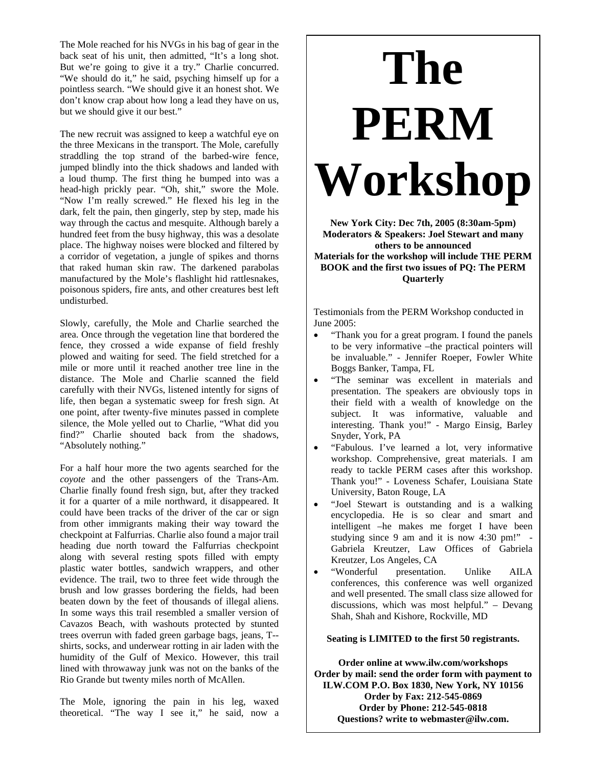The Mole reached for his NVGs in his bag of gear in the back seat of his unit, then admitted, "It's a long shot. But we're going to give it a try." Charlie concurred. "We should do it," he said, psyching himself up for a pointless search. "We should give it an honest shot. We don't know crap about how long a lead they have on us, but we should give it our best."

The new recruit was assigned to keep a watchful eye on the three Mexicans in the transport. The Mole, carefully straddling the top strand of the barbed-wire fence, jumped blindly into the thick shadows and landed with a loud thump. The first thing he bumped into was a head-high prickly pear. "Oh, shit," swore the Mole. "Now I'm really screwed." He flexed his leg in the dark, felt the pain, then gingerly, step by step, made his way through the cactus and mesquite. Although barely a hundred feet from the busy highway, this was a desolate place. The highway noises were blocked and filtered by a corridor of vegetation, a jungle of spikes and thorns that raked human skin raw. The darkened parabolas manufactured by the Mole's flashlight hid rattlesnakes, poisonous spiders, fire ants, and other creatures best left undisturbed.

Slowly, carefully, the Mole and Charlie searched the area. Once through the vegetation line that bordered the fence, they crossed a wide expanse of field freshly plowed and waiting for seed. The field stretched for a mile or more until it reached another tree line in the distance. The Mole and Charlie scanned the field carefully with their NVGs, listened intently for signs of life, then began a systematic sweep for fresh sign. At one point, after twenty-five minutes passed in complete silence, the Mole yelled out to Charlie, "What did you find?" Charlie shouted back from the shadows, "Absolutely nothing."

For a half hour more the two agents searched for the *coyote* and the other passengers of the Trans-Am. Charlie finally found fresh sign, but, after they tracked it for a quarter of a mile northward, it disappeared. It could have been tracks of the driver of the car or sign from other immigrants making their way toward the checkpoint at Falfurrias. Charlie also found a major trail heading due north toward the Falfurrias checkpoint along with several resting spots filled with empty plastic water bottles, sandwich wrappers, and other evidence. The trail, two to three feet wide through the brush and low grasses bordering the fields, had been beaten down by the feet of thousands of illegal aliens. In some ways this trail resembled a smaller version of Cavazos Beach, with washouts protected by stunted trees overrun with faded green garbage bags, jeans, T--shirts, socks, and underwear rotting in air laden with the humidity of the Gulf of Mexico. However, this trail lined with throwaway junk was not on the banks of the Rio Grande but twenty miles north of McAllen.

The Mole, ignoring the pain in his leg, waxed theoretical. "The way I see it," he said, now a

# The PERM Workshop

**New York City: Dec 7th, 2005 (8:30am-5pm)**
**Moderators & Speakers: Joel Stewart and many others to be announced**
**Materials for the workshop will include THE PERM BOOK and the first two issues of PQ: The PERM Quarterly**

Testimonials from the PERM Workshop conducted in June 2005:

- "Thank you for a great program. I found the panels to be very informative –the practical pointers will be invaluable." - Jennifer Roeper, Fowler White Boggs Banker, Tampa, FL
- "The seminar was excellent in materials and presentation. The speakers are obviously tops in their field with a wealth of knowledge on the subject. It was informative, valuable and interesting. Thank you!" - Margo Einsig, Barley Snyder, York, PA
- "Fabulous. I've learned a lot, very informative workshop. Comprehensive, great materials. I am ready to tackle PERM cases after this workshop. Thank you!" - Loveness Schafer, Louisiana State University, Baton Rouge, LA
- "Joel Stewart is outstanding and is a walking encyclopedia. He is so clear and smart and intelligent –he makes me forget I have been studying since 9 am and it is now 4:30 pm!" - Gabriela Kreutzer, Law Offices of Gabriela Kreutzer, Los Angeles, CA
- "Wonderful presentation. Unlike AILA conferences, this conference was well organized and well presented. The small class size allowed for discussions, which was most helpful." – Devang Shah, Shah and Kishore, Rockville, MD

**Seating is LIMITED to the first 50 registrants.**

**Order online at www.ilw.com/workshops**
**Order by mail: send the order form with payment to ILW.COM P.O. Box 1830, New York, NY 10156**
**Order by Fax: 212-545-0869**
**Order by Phone: 212-545-0818**
**Questions? write to webmaster@ilw.com.**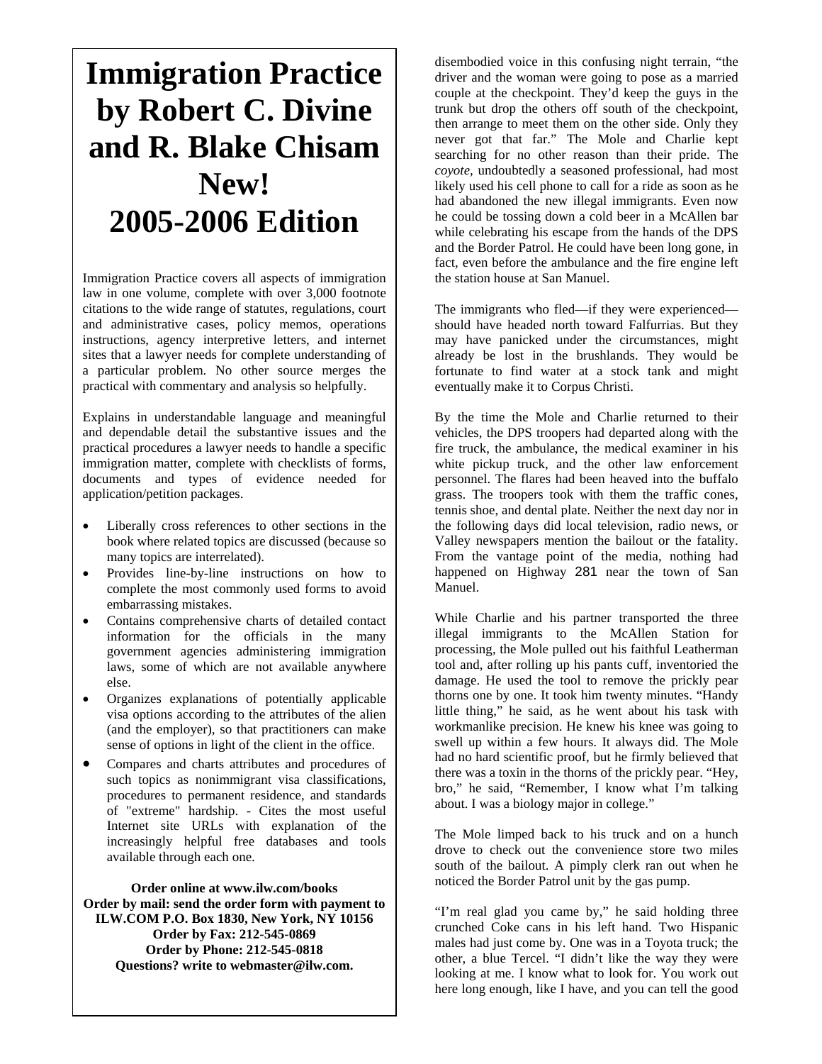# Immigration Practice by Robert C. Divine and R. Blake Chisam New! 2005-2006 Edition

Immigration Practice covers all aspects of immigration law in one volume, complete with over 3,000 footnote citations to the wide range of statutes, regulations, court and administrative cases, policy memos, operations instructions, agency interpretive letters, and internet sites that a lawyer needs for complete understanding of a particular problem. No other source merges the practical with commentary and analysis so helpfully.

Explains in understandable language and meaningful and dependable detail the substantive issues and the practical procedures a lawyer needs to handle a specific immigration matter, complete with checklists of forms, documents and types of evidence needed for application/petition packages.

- Liberally cross references to other sections in the book where related topics are discussed (because so many topics are interrelated).
- Provides line-by-line instructions on how to complete the most commonly used forms to avoid embarrassing mistakes.
- Contains comprehensive charts of detailed contact information for the officials in the many government agencies administering immigration laws, some of which are not available anywhere else.
- Organizes explanations of potentially applicable visa options according to the attributes of the alien (and the employer), so that practitioners can make sense of options in light of the client in the office.
- Compares and charts attributes and procedures of such topics as nonimmigrant visa classifications, procedures to permanent residence, and standards of "extreme" hardship. - Cites the most useful Internet site URLs with explanation of the increasingly helpful free databases and tools available through each one.

**Order online at www.ilw.com/books**
**Order by mail: send the order form with payment to ILW.COM P.O. Box 1830, New York, NY 10156**
**Order by Fax: 212-545-0869**
**Order by Phone: 212-545-0818**
**Questions? write to webmaster@ilw.com.**

disembodied voice in this confusing night terrain, "the driver and the woman were going to pose as a married couple at the checkpoint. They'd keep the guys in the trunk but drop the others off south of the checkpoint, then arrange to meet them on the other side. Only they never got that far." The Mole and Charlie kept searching for no other reason than their pride. The *coyote,* undoubtedly a seasoned professional, had most likely used his cell phone to call for a ride as soon as he had abandoned the new illegal immigrants. Even now he could be tossing down a cold beer in a McAllen bar while celebrating his escape from the hands of the DPS and the Border Patrol. He could have been long gone, in fact, even before the ambulance and the fire engine left the station house at San Manuel.

The immigrants who fled—if they were experienced—should have headed north toward Falfurrias. But they may have panicked under the circumstances, might already be lost in the brushlands. They would be fortunate to find water at a stock tank and might eventually make it to Corpus Christi.

By the time the Mole and Charlie returned to their vehicles, the DPS troopers had departed along with the fire truck, the ambulance, the medical examiner in his white pickup truck, and the other law enforcement personnel. The flares had been heaved into the buffalo grass. The troopers took with them the traffic cones, tennis shoe, and dental plate. Neither the next day nor in the following days did local television, radio news, or Valley newspapers mention the bailout or the fatality. From the vantage point of the media, nothing had happened on Highway 281 near the town of San Manuel.

While Charlie and his partner transported the three illegal immigrants to the McAllen Station for processing, the Mole pulled out his faithful Leatherman tool and, after rolling up his pants cuff, inventoried the damage. He used the tool to remove the prickly pear thorns one by one. It took him twenty minutes. "Handy little thing," he said, as he went about his task with workmanlike precision. He knew his knee was going to swell up within a few hours. It always did. The Mole had no hard scientific proof, but he firmly believed that there was a toxin in the thorns of the prickly pear. "Hey, bro," he said, "Remember, I know what I'm talking about. I was a biology major in college."

The Mole limped back to his truck and on a hunch drove to check out the convenience store two miles south of the bailout. A pimply clerk ran out when he noticed the Border Patrol unit by the gas pump.

"I'm real glad you came by," he said holding three crunched Coke cans in his left hand. Two Hispanic males had just come by. One was in a Toyota truck; the other, a blue Tercel. "I didn't like the way they were looking at me. I know what to look for. You work out here long enough, like I have, and you can tell the good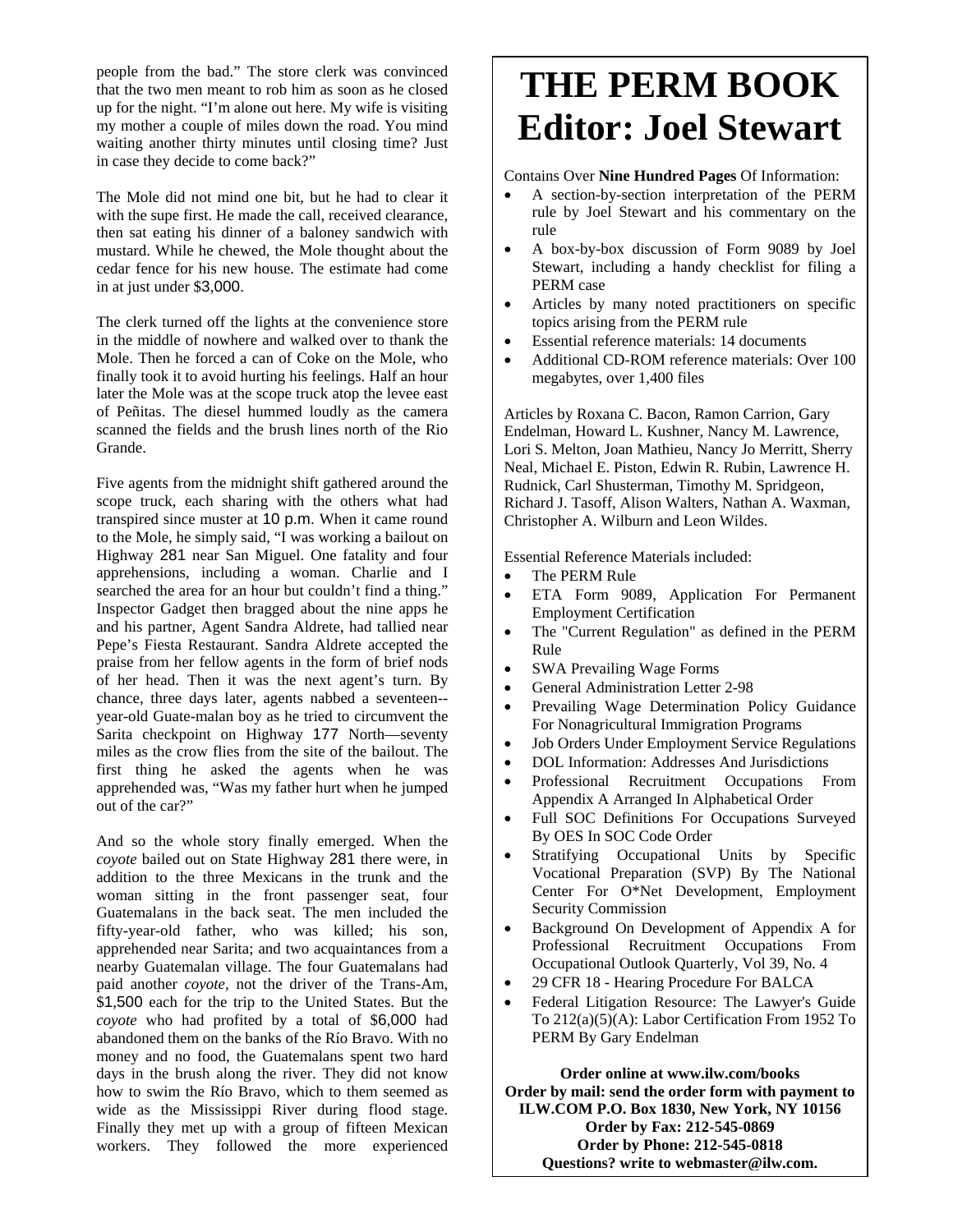people from the bad." The store clerk was convinced that the two men meant to rob him as soon as he closed up for the night. "I'm alone out here. My wife is visiting my mother a couple of miles down the road. You mind waiting another thirty minutes until closing time? Just in case they decide to come back?"

The Mole did not mind one bit, but he had to clear it with the supe first. He made the call, received clearance, then sat eating his dinner of a baloney sandwich with mustard. While he chewed, the Mole thought about the cedar fence for his new house. The estimate had come in at just under $3,000.

The clerk turned off the lights at the convenience store in the middle of nowhere and walked over to thank the Mole. Then he forced a can of Coke on the Mole, who finally took it to avoid hurting his feelings. Half an hour later the Mole was at the scope truck atop the levee east of Peñitas. The diesel hummed loudly as the camera scanned the fields and the brush lines north of the Rio Grande.

Five agents from the midnight shift gathered around the scope truck, each sharing with the others what had transpired since muster at 10 p.m. When it came round to the Mole, he simply said, "I was working a bailout on Highway 281 near San Miguel. One fatality and four apprehensions, including a woman. Charlie and I searched the area for an hour but couldn't find a thing." Inspector Gadget then bragged about the nine apps he and his partner, Agent Sandra Aldrete, had tallied near Pepe's Fiesta Restaurant. Sandra Aldrete accepted the praise from her fellow agents in the form of brief nods of her head. Then it was the next agent's turn. By chance, three days later, agents nabbed a seventeen--year-old Guate-malan boy as he tried to circumvent the Sarita checkpoint on Highway 177 North—seventy miles as the crow flies from the site of the bailout. The first thing he asked the agents when he was apprehended was, "Was my father hurt when he jumped out of the car?"

And so the whole story finally emerged. When the *coyote* bailed out on State Highway 281 there were, in addition to the three Mexicans in the trunk and the woman sitting in the front passenger seat, four Guatemalans in the back seat. The men included the fifty-year-old father, who was killed; his son, apprehended near Sarita; and two acquaintances from a nearby Guatemalan village. The four Guatemalans had paid another *coyote*, not the driver of the Trans-Am, $1,500 each for the trip to the United States. But the *coyote* who had profited by a total of $6,000 had abandoned them on the banks of the Río Bravo. With no money and no food, the Guatemalans spent two hard days in the brush along the river. They did not know how to swim the Río Bravo, which to them seemed as wide as the Mississippi River during flood stage. Finally they met up with a group of fifteen Mexican workers. They followed the more experienced

# THE PERM BOOK
# Editor: Joel Stewart

Contains Over **Nine Hundred Pages** Of Information:

- A section-by-section interpretation of the PERM rule by Joel Stewart and his commentary on the rule
- A box-by-box discussion of Form 9089 by Joel Stewart, including a handy checklist for filing a PERM case
- Articles by many noted practitioners on specific topics arising from the PERM rule
- Essential reference materials: 14 documents
- Additional CD-ROM reference materials: Over 100 megabytes, over 1,400 files

Articles by Roxana C. Bacon, Ramon Carrion, Gary Endelman, Howard L. Kushner, Nancy M. Lawrence, Lori S. Melton, Joan Mathieu, Nancy Jo Merritt, Sherry Neal, Michael E. Piston, Edwin R. Rubin, Lawrence H. Rudnick, Carl Shusterman, Timothy M. Spridgeon, Richard J. Tasoff, Alison Walters, Nathan A. Waxman, Christopher A. Wilburn and Leon Wildes.

Essential Reference Materials included:

- The PERM Rule
- ETA Form 9089, Application For Permanent Employment Certification
- The "Current Regulation" as defined in the PERM Rule
- SWA Prevailing Wage Forms
- General Administration Letter 2-98
- Prevailing Wage Determination Policy Guidance For Nonagricultural Immigration Programs
- Job Orders Under Employment Service Regulations
- DOL Information: Addresses And Jurisdictions
- Professional Recruitment Occupations From Appendix A Arranged In Alphabetical Order
- Full SOC Definitions For Occupations Surveyed By OES In SOC Code Order
- Stratifying Occupational Units by Specific Vocational Preparation (SVP) By The National Center For O*Net Development, Employment Security Commission
- Background On Development of Appendix A for Professional Recruitment Occupations From Occupational Outlook Quarterly, Vol 39, No. 4
- 29 CFR 18 - Hearing Procedure For BALCA
- Federal Litigation Resource: The Lawyer's Guide To 212(a)(5)(A): Labor Certification From 1952 To PERM By Gary Endelman

**Order online at www.ilw.com/books**
**Order by mail: send the order form with payment to ILW.COM P.O. Box 1830, New York, NY 10156**
**Order by Fax: 212-545-0869**
**Order by Phone: 212-545-0818**
**Questions? write to webmaster@ilw.com.**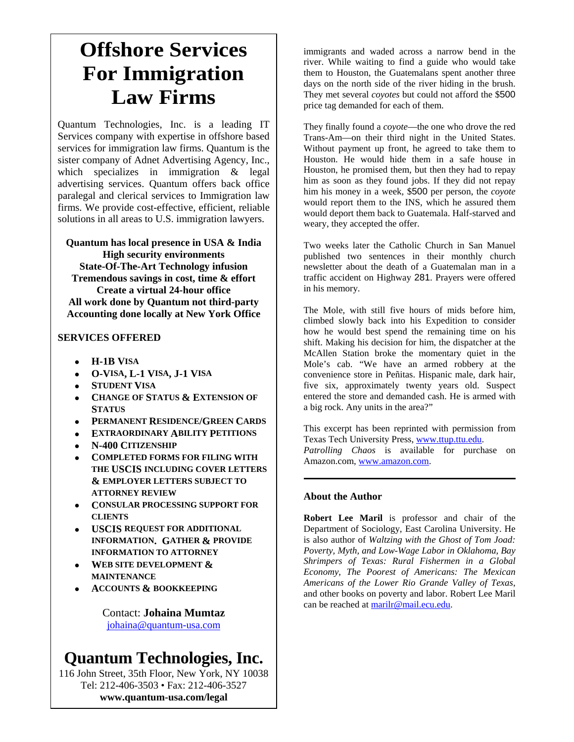# Offshore Services For Immigration Law Firms

Quantum Technologies, Inc. is a leading IT Services company with expertise in offshore based services for immigration law firms. Quantum is the sister company of Adnet Advertising Agency, Inc., which specializes in immigration & legal advertising services. Quantum offers back office paralegal and clerical services to Immigration law firms. We provide cost-effective, efficient, reliable solutions in all areas to U.S. immigration lawyers.

**Quantum has local presence in USA & India**
**High security environments**
**State-Of-The-Art Technology infusion**
**Tremendous savings in cost, time & effort**
**Create a virtual 24-hour office**
**All work done by Quantum not third-party**
**Accounting done locally at New York Office**

**SERVICES OFFERED**

- **H-1B VISA**
- **O-VISA, L-1 VISA, J-1 VISA**
- **STUDENT VISA**
- **CHANGE OF STATUS & EXTENSION OF STATUS**
- **PERMANENT RESIDENCE/GREEN CARDS**
- **EXTRAORDINARY ABILITY PETITIONS**
- **N-400 CITIZENSHIP**
- **COMPLETED FORMS FOR FILING WITH THE USCIS INCLUDING COVER LETTERS & EMPLOYER LETTERS SUBJECT TO ATTORNEY REVIEW**
- **CONSULAR PROCESSING SUPPORT FOR CLIENTS**
- **USCIS REQUEST FOR ADDITIONAL INFORMATION. GATHER & PROVIDE INFORMATION TO ATTORNEY**
- **WEB SITE DEVELOPMENT & MAINTENANCE**
- **ACCOUNTS & BOOKKEEPING**

Contact: **Johaina Mumtaz**
johaina@quantum-usa.com

## Quantum Technologies, Inc.

116 John Street, 35th Floor, New York, NY 10038
Tel: 212-406-3503 • Fax: 212-406-3527
**www.quantum-usa.com/legal**

---

immigrants and waded across a narrow bend in the river. While waiting to find a guide who would take them to Houston, the Guatemalans spent another three days on the north side of the river hiding in the brush. They met several *coyotes* but could not afford the $500 price tag demanded for each of them.

They finally found a *coyote*—the one who drove the red Trans-Am—on their third night in the United States. Without payment up front, he agreed to take them to Houston. He would hide them in a safe house in Houston, he promised them, but then they had to repay him as soon as they found jobs. If they did not repay him his money in a week, $500 per person, the *coyote* would report them to the INS, which he assured them would deport them back to Guatemala. Half-starved and weary, they accepted the offer.

Two weeks later the Catholic Church in San Manuel published two sentences in their monthly church newsletter about the death of a Guatemalan man in a traffic accident on Highway 281. Prayers were offered in his memory.

The Mole, with still five hours of mids before him, climbed slowly back into his Expedition to consider how he would best spend the remaining time on his shift. Making his decision for him, the dispatcher at the McAllen Station broke the momentary quiet in the Mole's cab. "We have an armed robbery at the convenience store in Peñitas. Hispanic male, dark hair, five six, approximately twenty years old. Suspect entered the store and demanded cash. He is armed with a big rock. Any units in the area?"

This excerpt has been reprinted with permission from Texas Tech University Press, www.ttup.ttu.edu.
*Patrolling Chaos* is available for purchase on Amazon.com, www.amazon.com.

---

### About the Author

**Robert Lee Maril** is professor and chair of the Department of Sociology, East Carolina University. He is also author of *Waltzing with the Ghost of Tom Joad: Poverty, Myth, and Low-Wage Labor in Oklahoma*, *Bay Shrimpers of Texas: Rural Fishermen in a Global Economy*, *The Poorest of Americans: The Mexican Americans of the Lower Rio Grande Valley of Texas*, and other books on poverty and labor. Robert Lee Maril can be reached at marilr@mail.ecu.edu.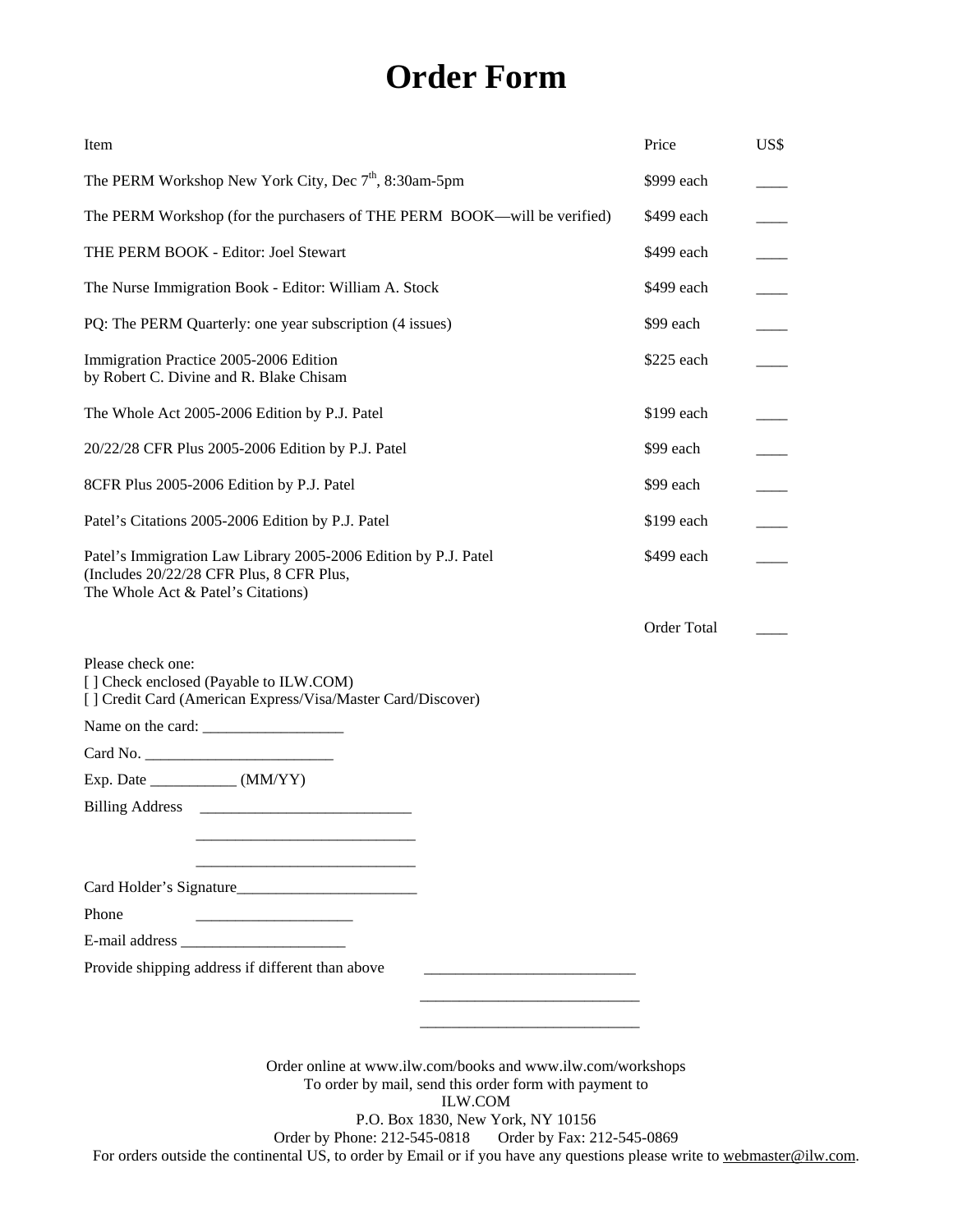# Order Form

| Item | Price | US$ |
|---|---|---|
| The PERM Workshop New York City, Dec 7th, 8:30am-5pm | $999 each | ____ |
| The PERM Workshop (for the purchasers of THE PERM BOOK—will be verified) | $499 each | ____ |
| THE PERM BOOK - Editor: Joel Stewart | $499 each | ____ |
| The Nurse Immigration Book - Editor: William A. Stock | $499 each | ____ |
| PQ: The PERM Quarterly: one year subscription (4 issues) | $99 each | ____ |
| Immigration Practice 2005-2006 Edition by Robert C. Divine and R. Blake Chisam | $225 each | ____ |
| The Whole Act 2005-2006 Edition by P.J. Patel | $199 each | ____ |
| 20/22/28 CFR Plus 2005-2006 Edition by P.J. Patel | $99 each | ____ |
| 8CFR Plus 2005-2006 Edition by P.J. Patel | $99 each | ____ |
| Patel's Citations 2005-2006 Edition by P.J. Patel | $199 each | ____ |
| Patel's Immigration Law Library 2005-2006 Edition by P.J. Patel (Includes 20/22/28 CFR Plus, 8 CFR Plus, The Whole Act & Patel's Citations) | $499 each | ____ |
| | Order Total | ____ |

Please check one:
[ ] Check enclosed (Payable to ILW.COM)
[ ] Credit Card (American Express/Visa/Master Card/Discover)

Name on the card: __________________

Card No. ________________________

Exp. Date ___________ (MM/YY)

Billing Address ___________________________

___________________________

___________________________

Card Holder's Signature_______________________

Phone ____________________

E-mail address _____________________

Provide shipping address if different than above ___________________________

___________________________

___________________________

Order online at www.ilw.com/books and www.ilw.com/workshops
To order by mail, send this order form with payment to
ILW.COM
P.O. Box 1830, New York, NY 10156
Order by Phone: 212-545-0818 Order by Fax: 212-545-0869
For orders outside the continental US, to order by Email or if you have any questions please write to webmaster@ilw.com.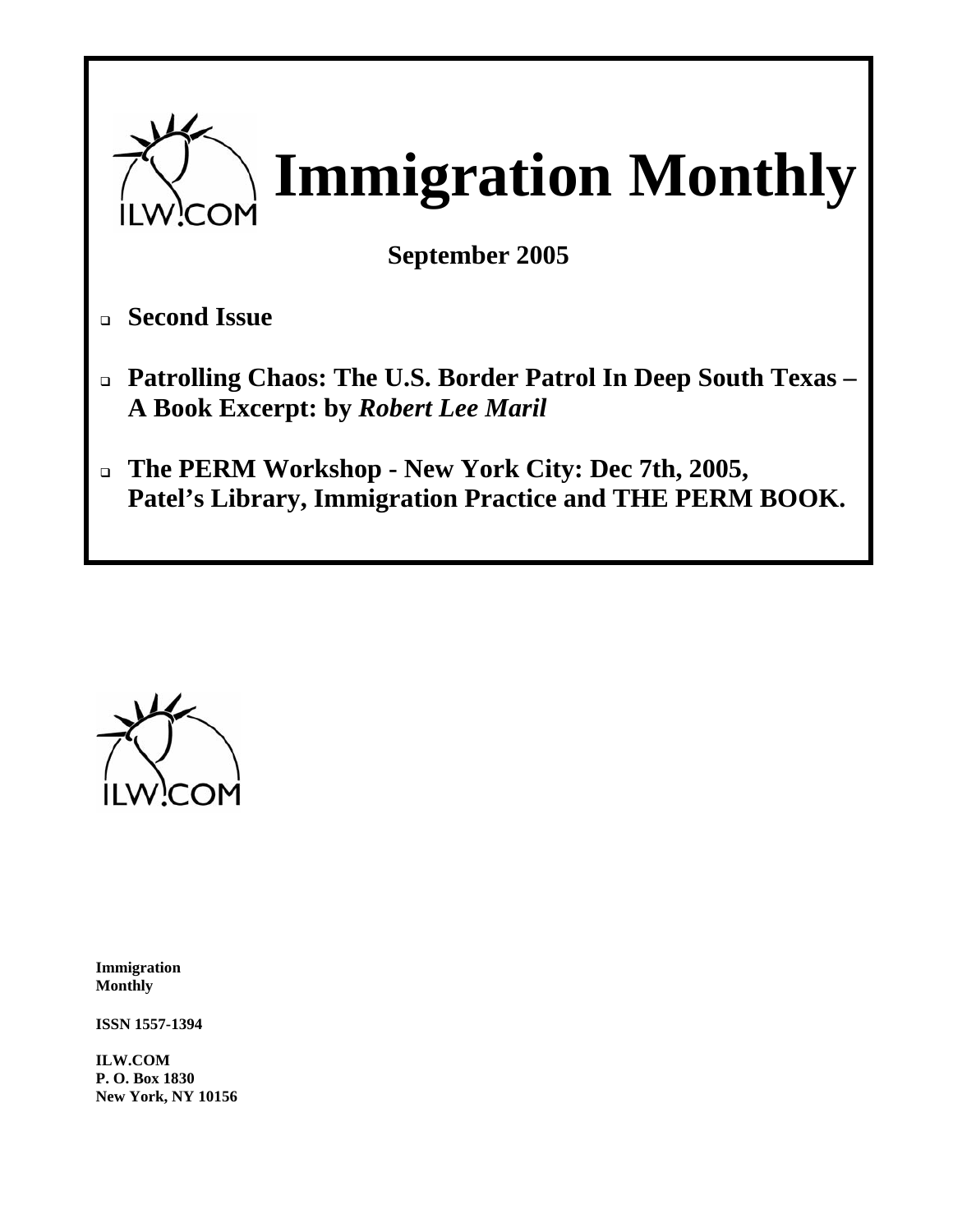# Immigration Monthly

**September 2005**

- **Second Issue**
- **Patrolling Chaos: The U.S. Border Patrol In Deep South Texas – A Book Excerpt: by *Robert Lee Maril***
- **The PERM Workshop - New York City: Dec 7th, 2005, Patel's Library, Immigration Practice and THE PERM BOOK.**

**Immigration Monthly**

**ISSN 1557-1394**

**ILW.COM**
**P. O. Box 1830**
**New York, NY 10156**